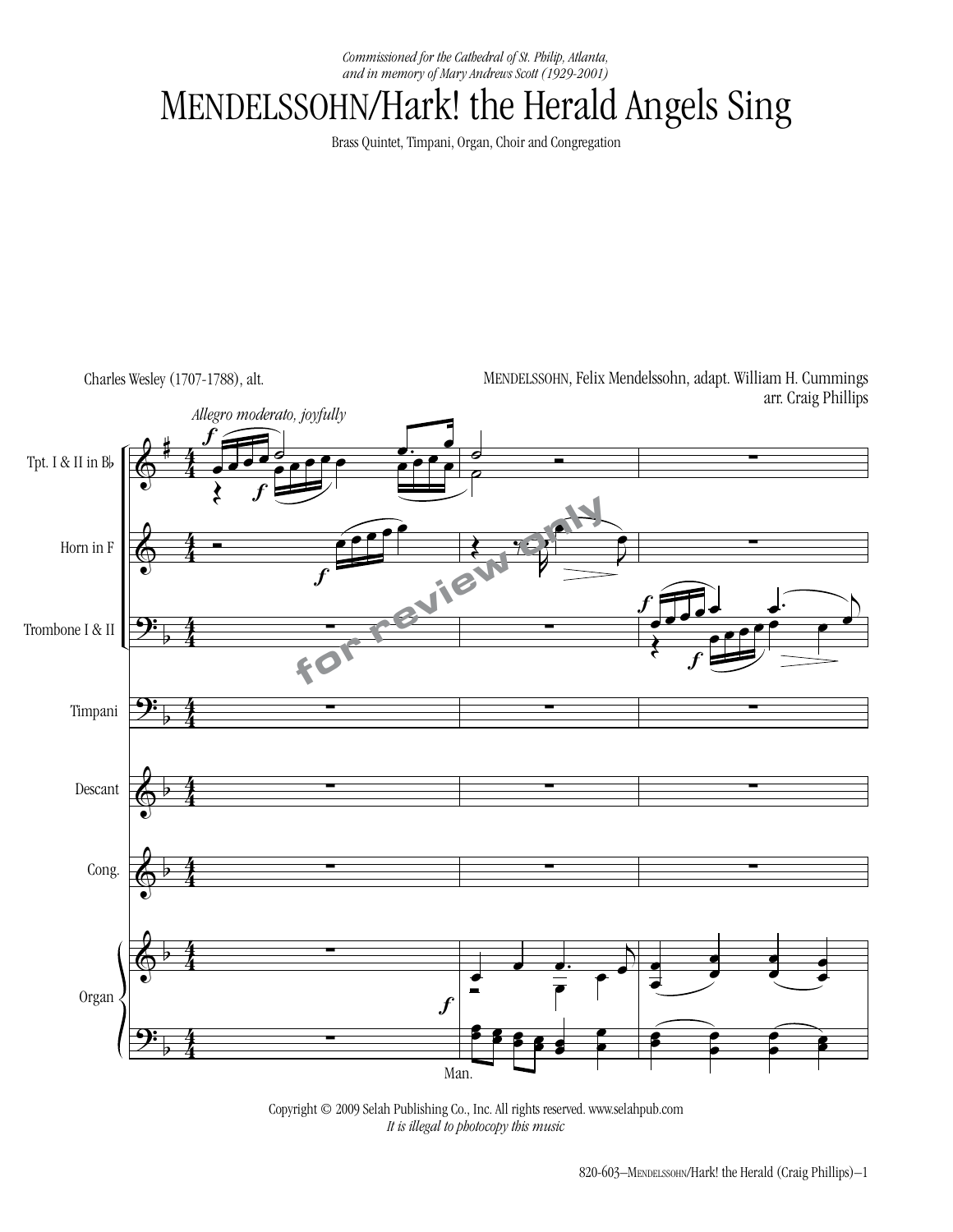*Commissioned for the Cathedral of St. Philip, Atlanta,*
*and in memory of Mary Andrews Scott (1929-2001)*

# MENDELSSOHN/Hark! the Herald Angels Sing

Brass Quintet, Timpani, Organ, Choir and Congregation

Charles Wesley (1707-1788), alt.

MENDELSSOHN, Felix Mendelssohn, adapt. William H. Cummings
arr. Craig Phillips

*Allegro moderato, joyfully*

Tpt. I & II in B♭

Horn in F

Trombone I & II

Timpani

Descant

Cong.

Organ

Man.

Copyright © 2009 Selah Publishing Co., Inc. All rights reserved. www.selahpub.com
*It is illegal to photocopy this music*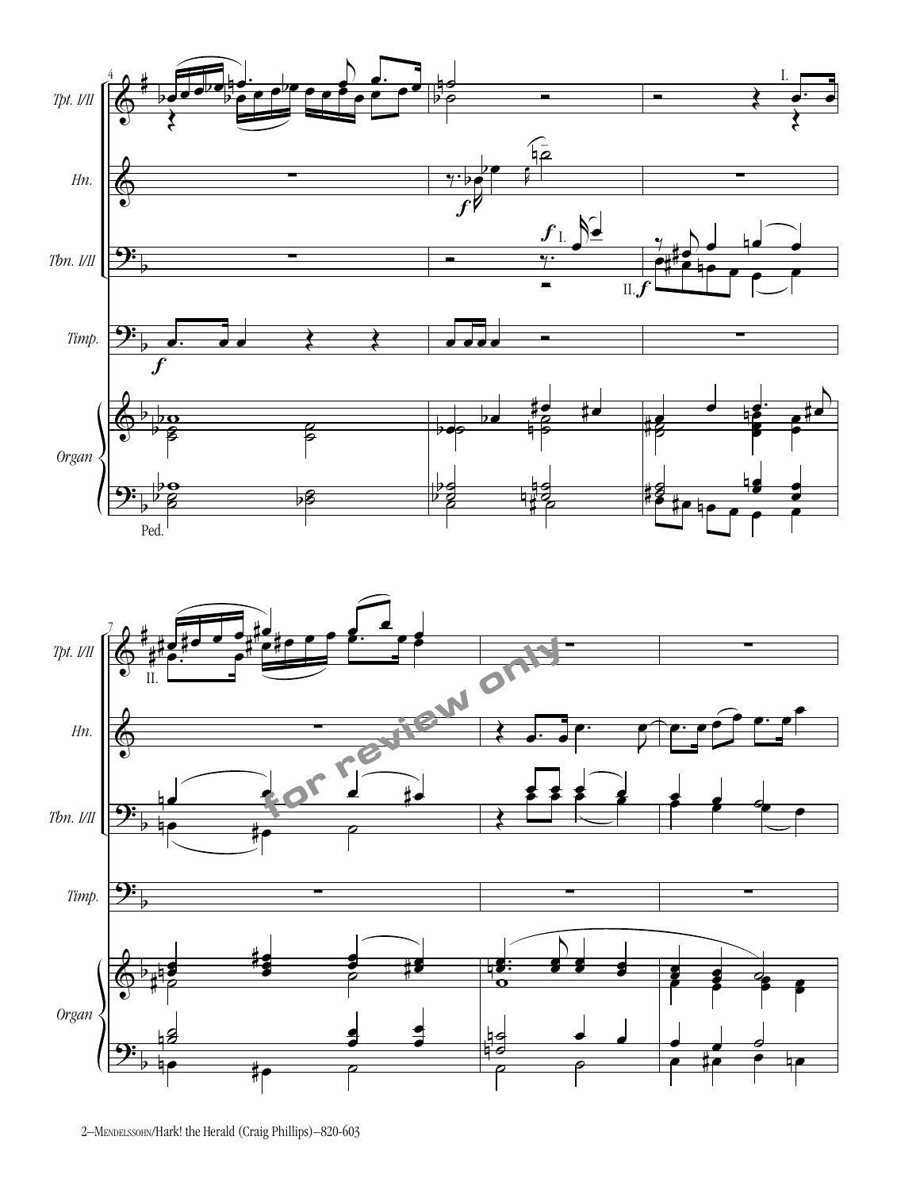Tpt. I/II

Hn.

Tbn. I/II

Timp.

Organ

Ped.

for review only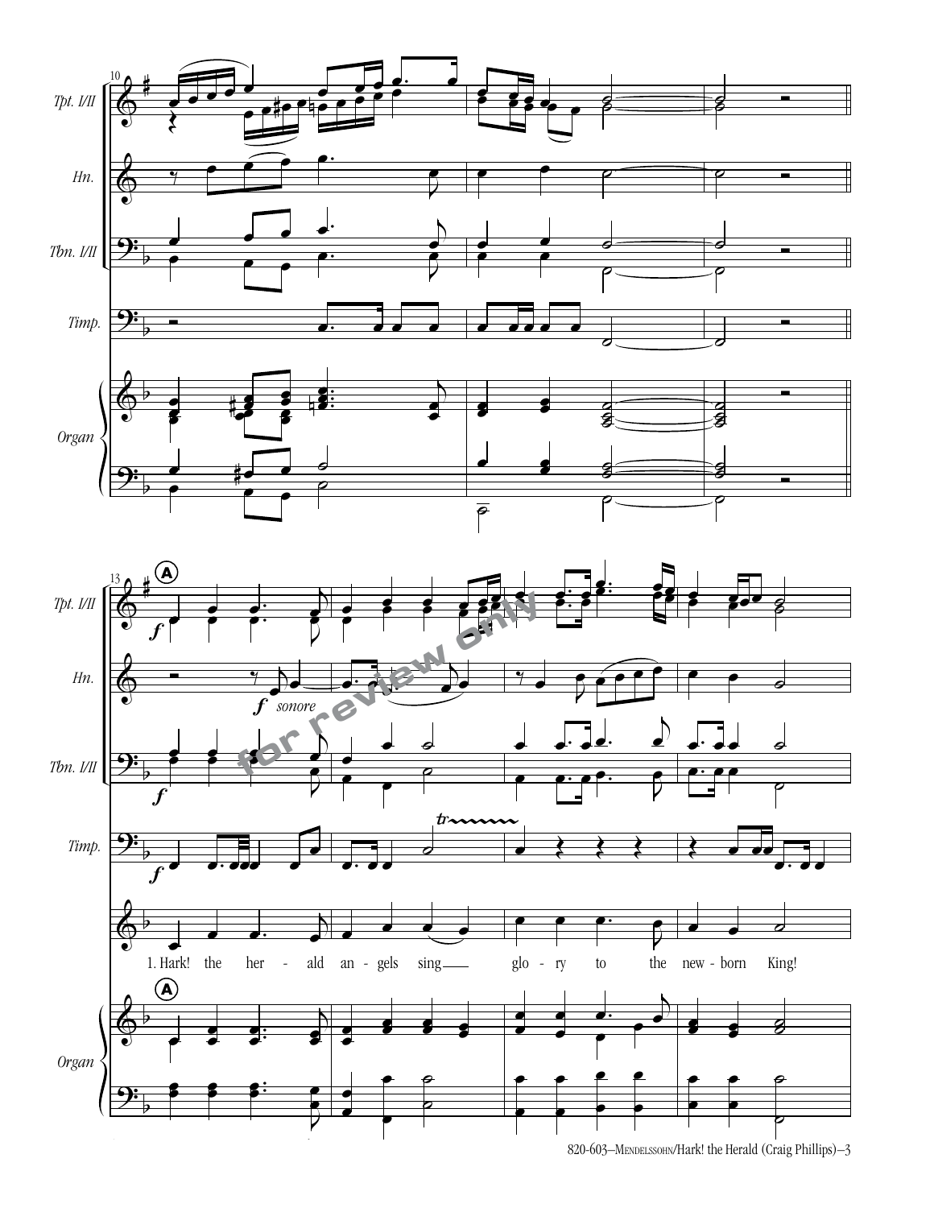1. Hark! the herald angels sing glory to the new-born King!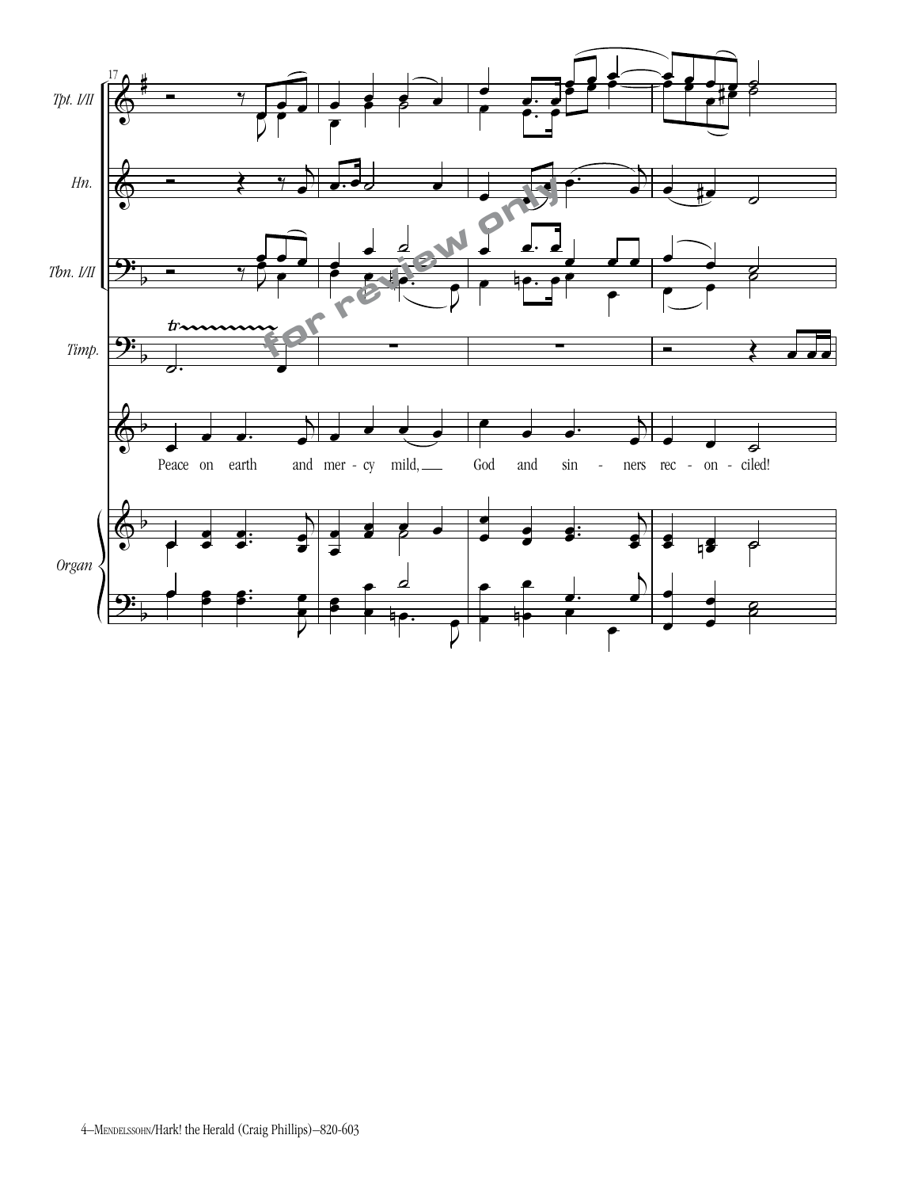Tpt. I/II

Hn.

Tbn. I/II

Timp.

Peace on earth and mer - cy mild, God and sin - ners rec - on - ciled!

Organ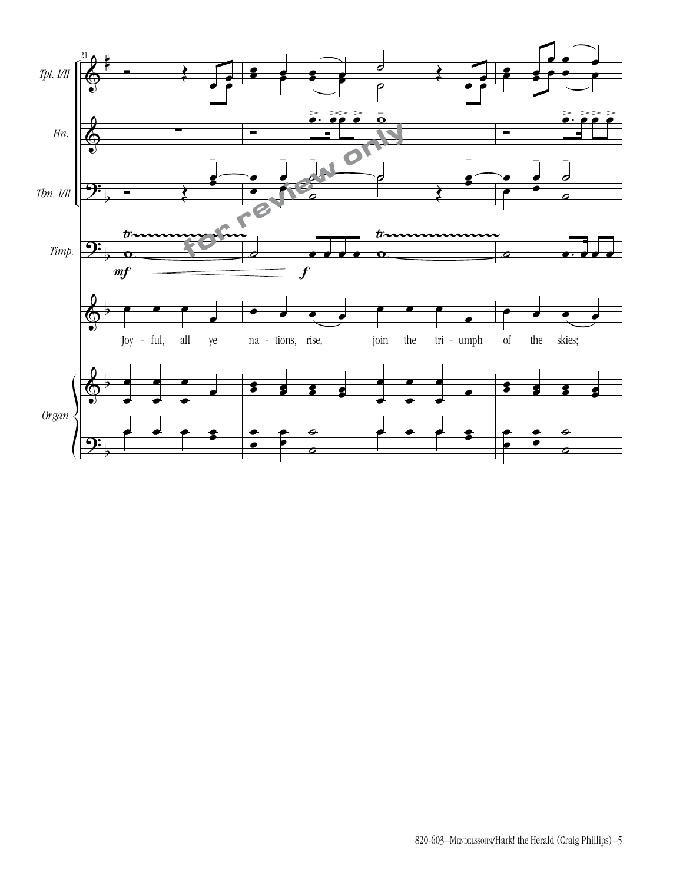Tpt. I/II

Hn.

Tbn. I/II

Timp.

Joy - ful, all ye na - tions, rise, join the tri - umph of the skies;

Organ